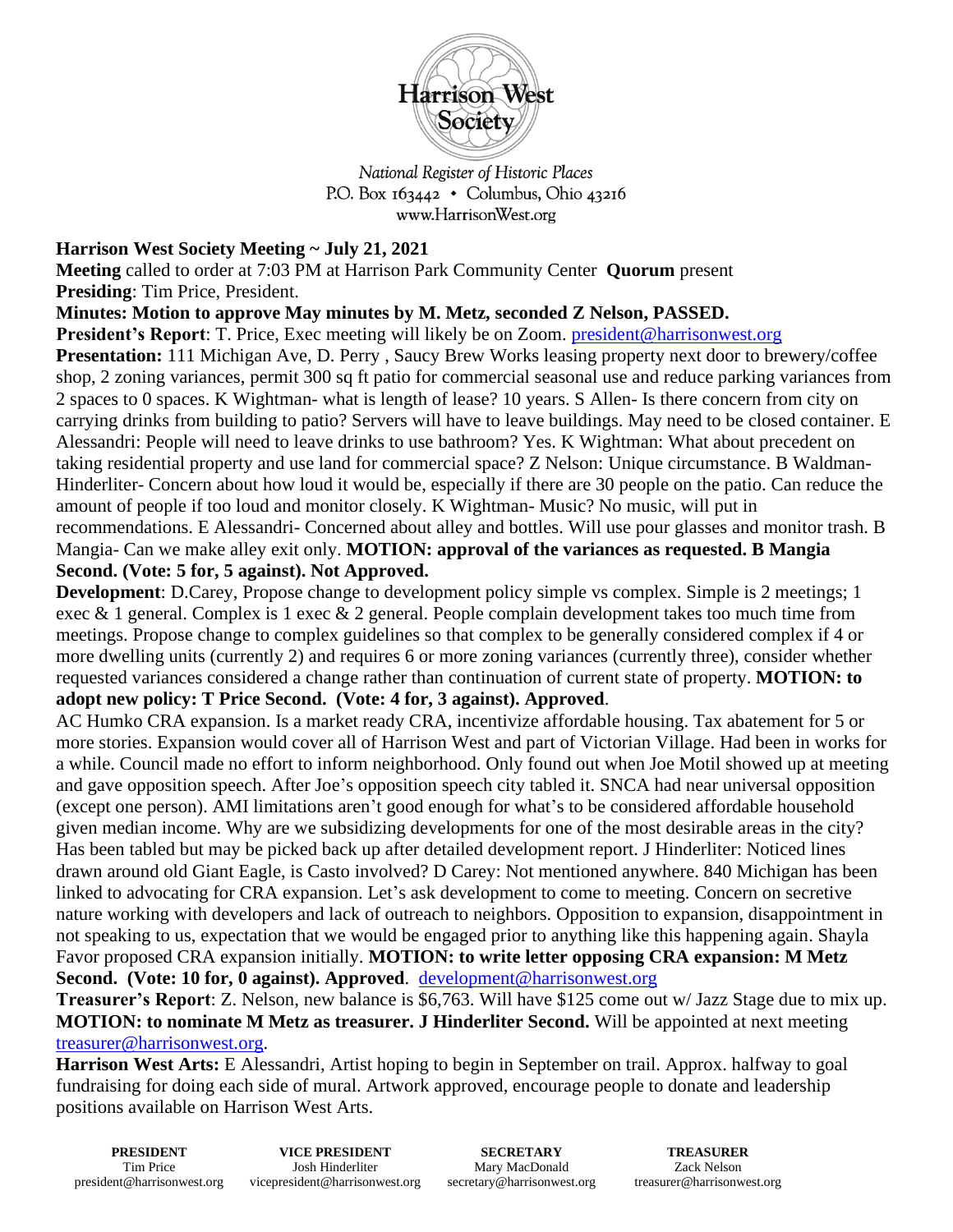Harrison West Society

*National Register of Historic Places*
*P.O. Box 163442 • Columbus, Ohio 43216*
*www.HarrisonWest.org*

**Harrison West Society Meeting ~ July 21, 2021**

**Meeting** called to order at 7:03 PM at Harrison Park Community Center **Quorum** present
**Presiding**: Tim Price, President.

**Minutes: Motion to approve May minutes by M. Metz, seconded Z Nelson, PASSED.**

**President's Report**: T. Price, Exec meeting will likely be on Zoom. president@harrisonwest.org

**Presentation:** 111 Michigan Ave, D. Perry , Saucy Brew Works leasing property next door to brewery/coffee shop, 2 zoning variances, permit 300 sq ft patio for commercial seasonal use and reduce parking variances from 2 spaces to 0 spaces. K Wightman- what is length of lease? 10 years. S Allen- Is there concern from city on carrying drinks from building to patio? Servers will have to leave buildings. May need to be closed container. E Alessandri: People will need to leave drinks to use bathroom? Yes. K Wightman: What about precedent on taking residential property and use land for commercial space? Z Nelson: Unique circumstance. B Waldman-Hinderliter- Concern about how loud it would be, especially if there are 30 people on the patio. Can reduce the amount of people if too loud and monitor closely. K Wightman- Music? No music, will put in recommendations. E Alessandri- Concerned about alley and bottles. Will use pour glasses and monitor trash. B Mangia- Can we make alley exit only. **MOTION: approval of the variances as requested. B Mangia Second. (Vote: 5 for, 5 against). Not Approved.**

**Development**: D.Carey, Propose change to development policy simple vs complex. Simple is 2 meetings; 1 exec & 1 general. Complex is 1 exec & 2 general. People complain development takes too much time from meetings. Propose change to complex guidelines so that complex to be generally considered complex if 4 or more dwelling units (currently 2) and requires 6 or more zoning variances (currently three), consider whether requested variances considered a change rather than continuation of current state of property. **MOTION: to adopt new policy: T Price Second. (Vote: 4 for, 3 against). Approved**.

AC Humko CRA expansion. Is a market ready CRA, incentivize affordable housing. Tax abatement for 5 or more stories. Expansion would cover all of Harrison West and part of Victorian Village. Had been in works for a while. Council made no effort to inform neighborhood. Only found out when Joe Motil showed up at meeting and gave opposition speech. After Joe's opposition speech city tabled it. SNCA had near universal opposition (except one person). AMI limitations aren't good enough for what's to be considered affordable household given median income. Why are we subsidizing developments for one of the most desirable areas in the city? Has been tabled but may be picked back up after detailed development report. J Hinderliter: Noticed lines drawn around old Giant Eagle, is Casto involved? D Carey: Not mentioned anywhere. 840 Michigan has been linked to advocating for CRA expansion. Let's ask development to come to meeting. Concern on secretive nature working with developers and lack of outreach to neighbors. Opposition to expansion, disappointment in not speaking to us, expectation that we would be engaged prior to anything like this happening again. Shayla Favor proposed CRA expansion initially. **MOTION: to write letter opposing CRA expansion: M Metz Second. (Vote: 10 for, 0 against). Approved**. development@harrisonwest.org

**Treasurer's Report**: Z. Nelson, new balance is $6,763. Will have $125 come out w/ Jazz Stage due to mix up. **MOTION: to nominate M Metz as treasurer. J Hinderliter Second.** Will be appointed at next meeting treasurer@harrisonwest.org.

**Harrison West Arts:** E Alessandri, Artist hoping to begin in September on trail. Approx. halfway to goal fundraising for doing each side of mural. Artwork approved, encourage people to donate and leadership positions available on Harrison West Arts.

| **PRESIDENT** | **VICE PRESIDENT** | **SECRETARY** | **TREASURER** |
|---|---|---|---|
| Tim Price | Josh Hinderliter | Mary MacDonald | Zack Nelson |
| president@harrisonwest.org | vicepresident@harrisonwest.org | secretary@harrisonwest.org | treasurer@harrisonwest.org |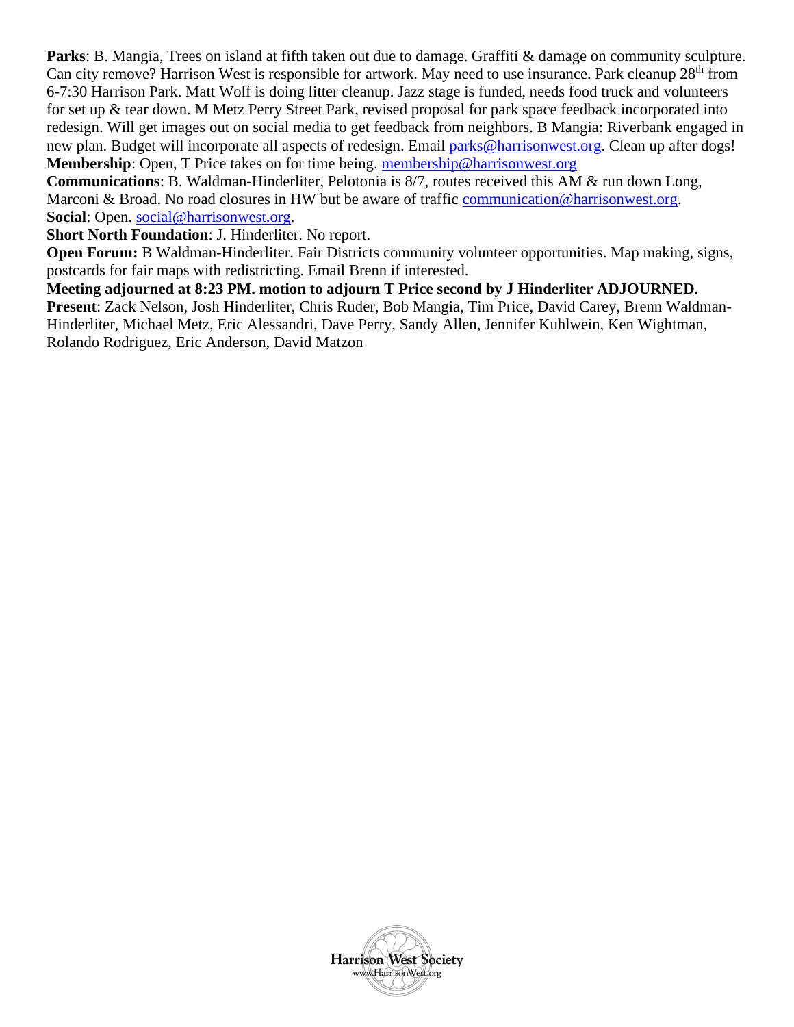**Parks**: B. Mangia, Trees on island at fifth taken out due to damage. Graffiti & damage on community sculpture. Can city remove? Harrison West is responsible for artwork. May need to use insurance. Park cleanup 28th from 6-7:30 Harrison Park. Matt Wolf is doing litter cleanup. Jazz stage is funded, needs food truck and volunteers for set up & tear down. M Metz Perry Street Park, revised proposal for park space feedback incorporated into redesign. Will get images out on social media to get feedback from neighbors. B Mangia: Riverbank engaged in new plan. Budget will incorporate all aspects of redesign. Email parks@harrisonwest.org. Clean up after dogs!
**Membership**: Open, T Price takes on for time being. membership@harrisonwest.org
**Communications**: B. Waldman-Hinderliter, Pelotonia is 8/7, routes received this AM & run down Long, Marconi & Broad. No road closures in HW but be aware of traffic communication@harrisonwest.org.
**Social**: Open. social@harrisonwest.org.
**Short North Foundation**: J. Hinderliter. No report.
**Open Forum:** B Waldman-Hinderliter. Fair Districts community volunteer opportunities. Map making, signs, postcards for fair maps with redistricting. Email Brenn if interested.
**Meeting adjourned at 8:23 PM. motion to adjourn T Price second by J Hinderliter ADJOURNED.**
**Present**: Zack Nelson, Josh Hinderliter, Chris Ruder, Bob Mangia, Tim Price, David Carey, Brenn Waldman-Hinderliter, Michael Metz, Eric Alessandri, Dave Perry, Sandy Allen, Jennifer Kuhlwein, Ken Wightman, Rolando Rodriguez, Eric Anderson, David Matzon